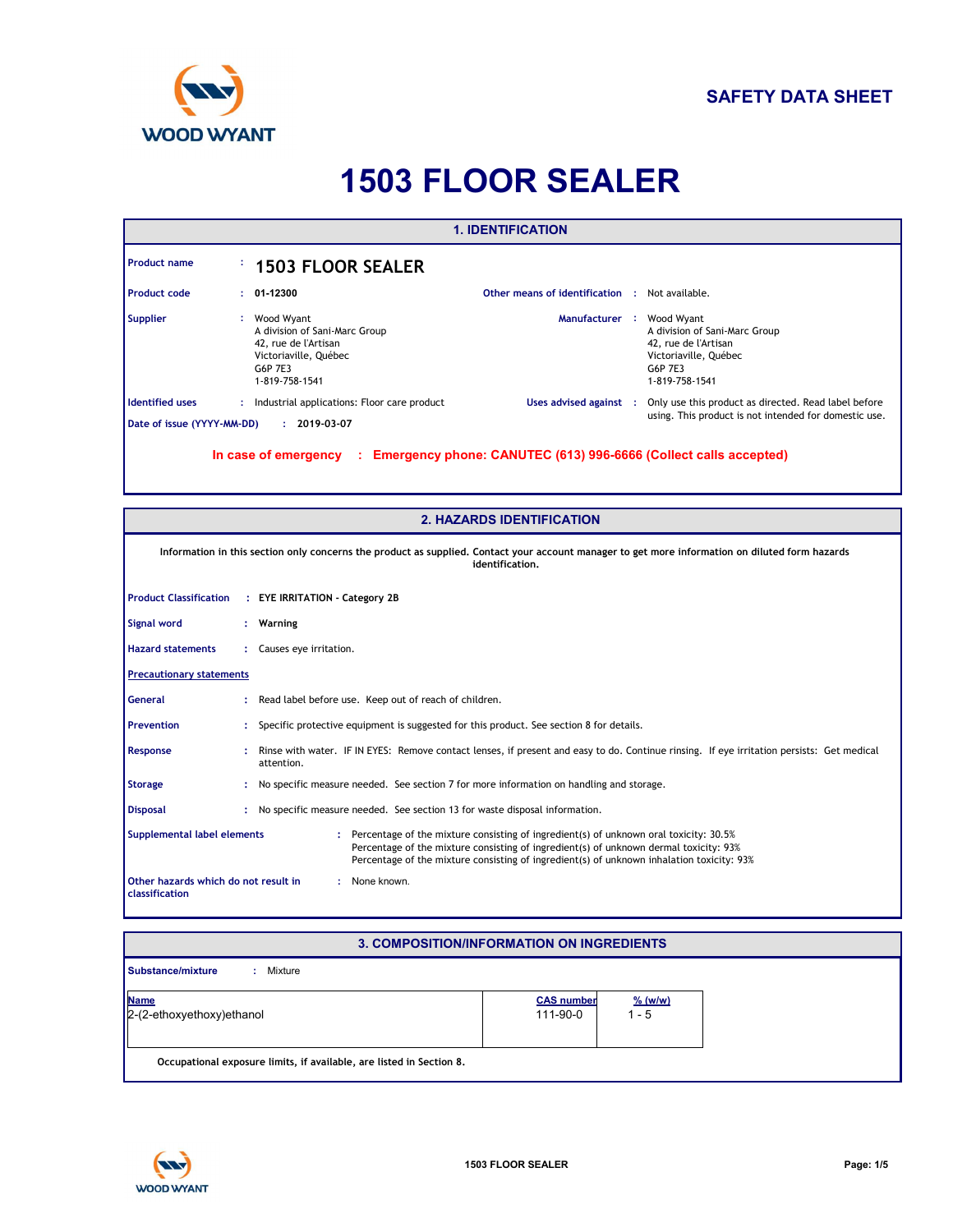# SAFETY DATA SHEET

# 1503 FLOOR SEALER

## 1. IDENTIFICATION

**Product name** : **1503 FLOOR SEALER**

**Product code** : **01-12300**

**Other means of identification** : Not available.

**Supplier** : Wood Wyant
A division of Sani-Marc Group
42, rue de l'Artisan
Victoriaville, Québec
G6P 7E3
1-819-758-1541

**Manufacturer** : Wood Wyant
A division of Sani-Marc Group
42, rue de l'Artisan
Victoriaville, Québec
G6P 7E3
1-819-758-1541

**Identified uses** : Industrial applications: Floor care product

**Uses advised against** : Only use this product as directed. Read label before using. This product is not intended for domestic use.

**Date of issue (YYYY-MM-DD)** : **2019-03-07**

**In case of emergency : Emergency phone: CANUTEC (613) 996-6666 (Collect calls accepted)**

## 2. HAZARDS IDENTIFICATION

**Information in this section only concerns the product as supplied. Contact your account manager to get more information on diluted form hazards identification.**

**Product Classification** : **EYE IRRITATION - Category 2B**

**Signal word** : **Warning**

**Hazard statements** : Causes eye irritation.

**Precautionary statements**

**General** : Read label before use. Keep out of reach of children.

**Prevention** : Specific protective equipment is suggested for this product. See section 8 for details.

**Response** : Rinse with water. IF IN EYES: Remove contact lenses, if present and easy to do. Continue rinsing. If eye irritation persists: Get medical attention.

**Storage** : No specific measure needed. See section 7 for more information on handling and storage.

**Disposal** : No specific measure needed. See section 13 for waste disposal information.

**Supplemental label elements** : Percentage of the mixture consisting of ingredient(s) of unknown oral toxicity: 30.5%
Percentage of the mixture consisting of ingredient(s) of unknown dermal toxicity: 93%
Percentage of the mixture consisting of ingredient(s) of unknown inhalation toxicity: 93%

**Other hazards which do not result in classification** : None known.

## 3. COMPOSITION/INFORMATION ON INGREDIENTS

**Substance/mixture** : Mixture

| Name | CAS number | % (w/w) |
|---|---|---|
| 2-(2-ethoxyethoxy)ethanol | 111-90-0 | 1 - 5 |

**Occupational exposure limits, if available, are listed in Section 8.**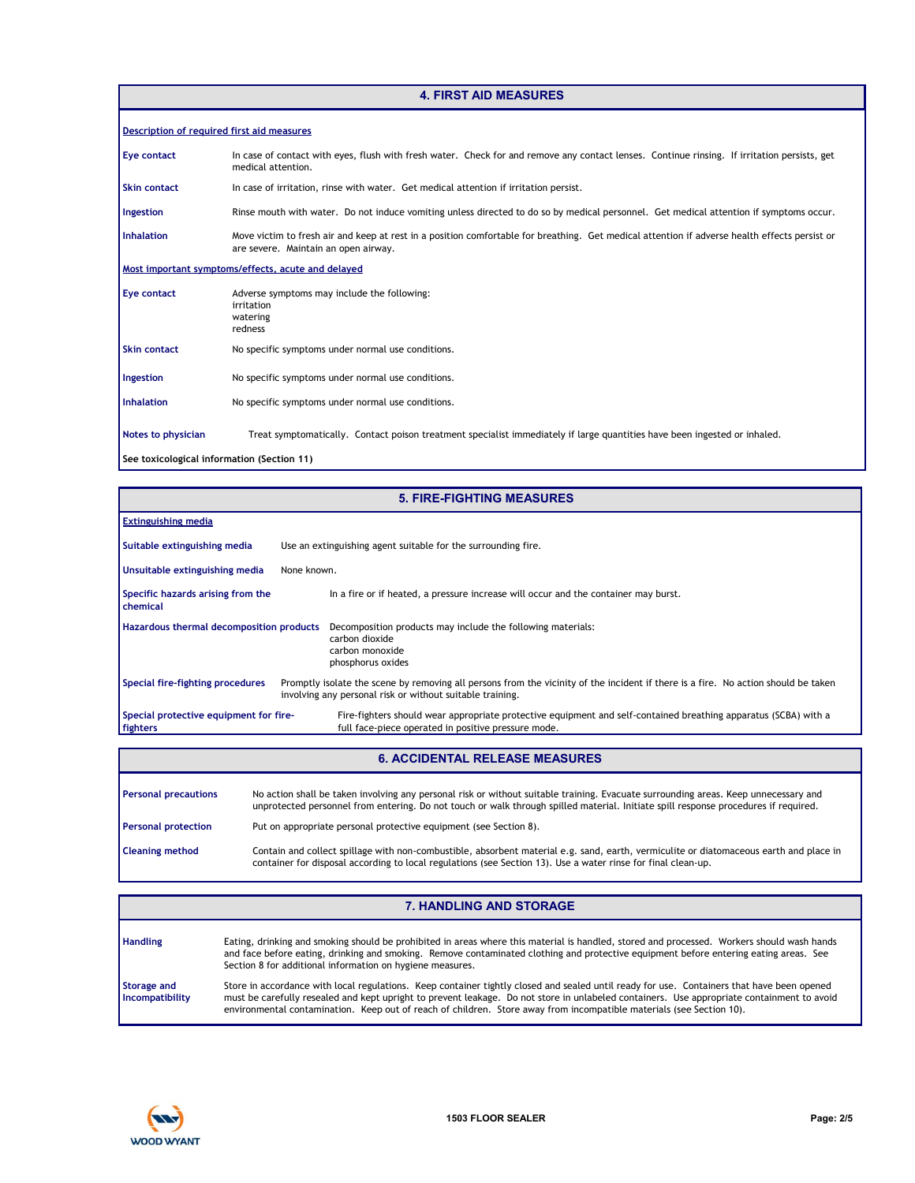## 4. FIRST AID MEASURES

**Description of required first aid measures**

| | |
|---|---|
| **Eye contact** | In case of contact with eyes, flush with fresh water. Check for and remove any contact lenses. Continue rinsing. If irritation persists, get medical attention. |
| **Skin contact** | In case of irritation, rinse with water. Get medical attention if irritation persist. |
| **Ingestion** | Rinse mouth with water. Do not induce vomiting unless directed to do so by medical personnel. Get medical attention if symptoms occur. |
| **Inhalation** | Move victim to fresh air and keep at rest in a position comfortable for breathing. Get medical attention if adverse health effects persist or are severe. Maintain an open airway. |

**Most important symptoms/effects, acute and delayed**

| | |
|---|---|
| **Eye contact** | Adverse symptoms may include the following:<br>irritation<br>watering<br>redness |
| **Skin contact** | No specific symptoms under normal use conditions. |
| **Ingestion** | No specific symptoms under normal use conditions. |
| **Inhalation** | No specific symptoms under normal use conditions. |
| **Notes to physician** | Treat symptomatically. Contact poison treatment specialist immediately if large quantities have been ingested or inhaled. |

**See toxicological information (Section 11)**

## 5. FIRE-FIGHTING MEASURES

**Extinguishing media**

| | |
|---|---|
| **Suitable extinguishing media** | Use an extinguishing agent suitable for the surrounding fire. |
| **Unsuitable extinguishing media** | None known. |
| **Specific hazards arising from the chemical** | In a fire or if heated, a pressure increase will occur and the container may burst. |
| **Hazardous thermal decomposition products** | Decomposition products may include the following materials:<br>carbon dioxide<br>carbon monoxide<br>phosphorus oxides |
| **Special fire-fighting procedures** | Promptly isolate the scene by removing all persons from the vicinity of the incident if there is a fire. No action should be taken involving any personal risk or without suitable training. |
| **Special protective equipment for fire-fighters** | Fire-fighters should wear appropriate protective equipment and self-contained breathing apparatus (SCBA) with a full face-piece operated in positive pressure mode. |

## 6. ACCIDENTAL RELEASE MEASURES

| | |
|---|---|
| **Personal precautions** | No action shall be taken involving any personal risk or without suitable training. Evacuate surrounding areas. Keep unnecessary and unprotected personnel from entering. Do not touch or walk through spilled material. Initiate spill response procedures if required. |
| **Personal protection** | Put on appropriate personal protective equipment (see Section 8). |
| **Cleaning method** | Contain and collect spillage with non-combustible, absorbent material e.g. sand, earth, vermiculite or diatomaceous earth and place in container for disposal according to local regulations (see Section 13). Use a water rinse for final clean-up. |

## 7. HANDLING AND STORAGE

| | |
|---|---|
| **Handling** | Eating, drinking and smoking should be prohibited in areas where this material is handled, stored and processed. Workers should wash hands and face before eating, drinking and smoking. Remove contaminated clothing and protective equipment before entering eating areas. See Section 8 for additional information on hygiene measures. |
| **Storage and Incompatibility** | Store in accordance with local regulations. Keep container tightly closed and sealed until ready for use. Containers that have been opened must be carefully resealed and kept upright to prevent leakage. Do not store in unlabeled containers. Use appropriate containment to avoid environmental contamination. Keep out of reach of children. Store away from incompatible materials (see Section 10). |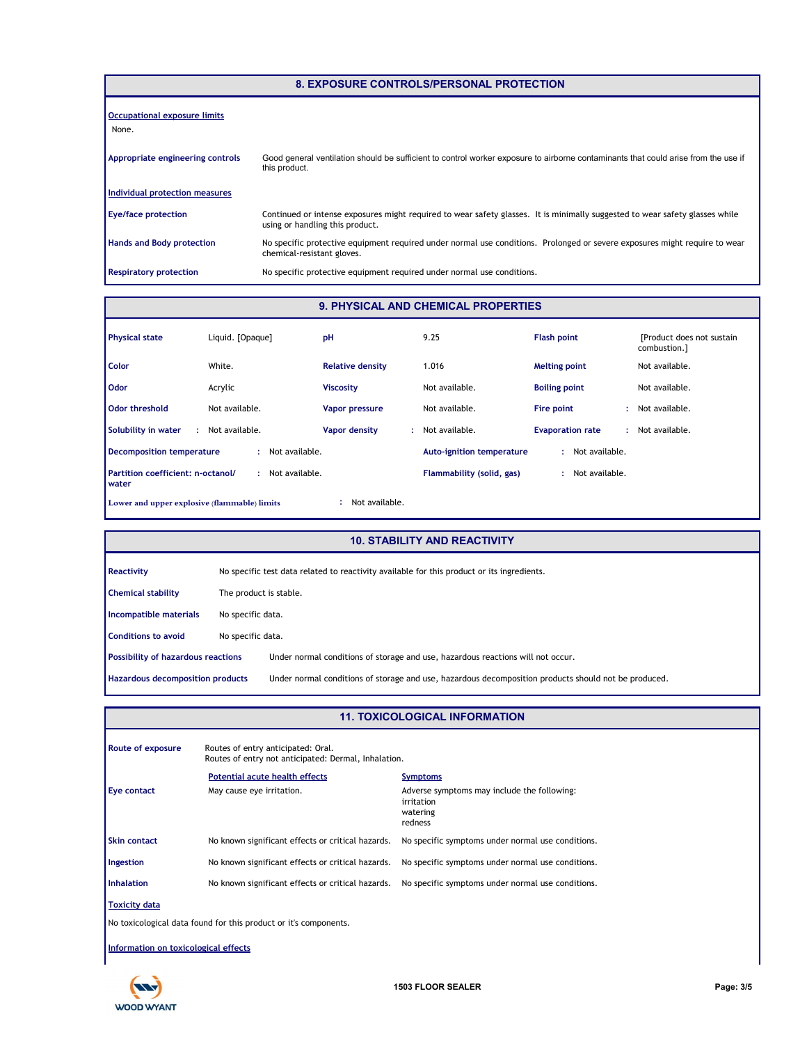## 8. EXPOSURE CONTROLS/PERSONAL PROTECTION

**Occupational exposure limits**

None.

**Appropriate engineering controls** Good general ventilation should be sufficient to control worker exposure to airborne contaminants that could arise from the use if this product.

**Individual protection measures**

**Eye/face protection** Continued or intense exposures might required to wear safety glasses. It is minimally suggested to wear safety glasses while using or handling this product.

**Hands and Body protection** No specific protective equipment required under normal use conditions. Prolonged or severe exposures might require to wear chemical-resistant gloves.

**Respiratory protection** No specific protective equipment required under normal use conditions.

## 9. PHYSICAL AND CHEMICAL PROPERTIES

| | | | | | |
|---|---|---|---|---|---|
| **Physical state** | Liquid. [Opaque] | **pH** | 9.25 | **Flash point** | [Product does not sustain combustion.] |
| **Color** | White. | **Relative density** | 1.016 | **Melting point** | Not available. |
| **Odor** | Acrylic | **Viscosity** | Not available. | **Boiling point** | Not available. |
| **Odor threshold** | Not available. | **Vapor pressure** | Not available. | **Fire point** | Not available. |
| **Solubility in water** | Not available. | **Vapor density** | Not available. | **Evaporation rate** | Not available. |

**Decomposition temperature** : Not available.

**Auto-ignition temperature** : Not available.

**Partition coefficient: n-octanol/water** : Not available.

**Flammability (solid, gas)** : Not available.

**Lower and upper explosive (flammable) limits** : Not available.

## 10. STABILITY AND REACTIVITY

**Reactivity** No specific test data related to reactivity available for this product or its ingredients.

**Chemical stability** The product is stable.

**Incompatible materials** No specific data.

**Conditions to avoid** No specific data.

**Possibility of hazardous reactions** Under normal conditions of storage and use, hazardous reactions will not occur.

**Hazardous decomposition products** Under normal conditions of storage and use, hazardous decomposition products should not be produced.

## 11. TOXICOLOGICAL INFORMATION

**Route of exposure** Routes of entry anticipated: Oral.
Routes of entry not anticipated: Dermal, Inhalation.

| | Potential acute health effects | Symptoms |
|---|---|---|
| **Eye contact** | May cause eye irritation. | Adverse symptoms may include the following: irritation, watering, redness |
| **Skin contact** | No known significant effects or critical hazards. | No specific symptoms under normal use conditions. |
| **Ingestion** | No known significant effects or critical hazards. | No specific symptoms under normal use conditions. |
| **Inhalation** | No known significant effects or critical hazards. | No specific symptoms under normal use conditions. |

**Toxicity data**

No toxicological data found for this product or it's components.

**Information on toxicological effects**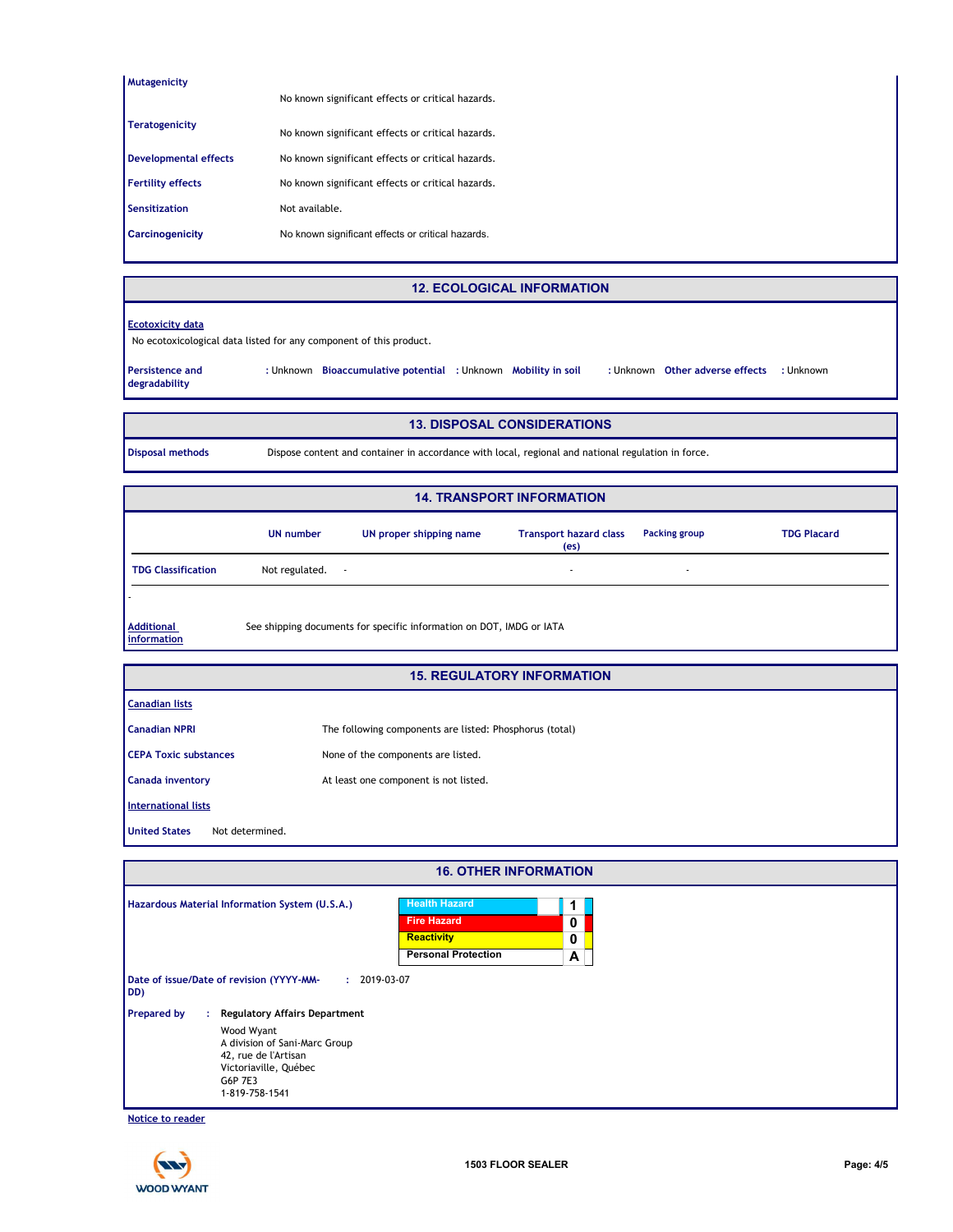**Mutagenicity** No known significant effects or critical hazards.

**Teratogenicity** No known significant effects or critical hazards.

**Developmental effects** No known significant effects or critical hazards.

**Fertility effects** No known significant effects or critical hazards.

**Sensitization** Not available.

**Carcinogenicity** No known significant effects or critical hazards.

## 12. ECOLOGICAL INFORMATION

**Ecotoxicity data**

No ecotoxicological data listed for any component of this product.

**Persistence and degradability** : Unknown **Bioaccumulative potential** : Unknown **Mobility in soil** : Unknown **Other adverse effects** : Unknown

## 13. DISPOSAL CONSIDERATIONS

**Disposal methods** Dispose content and container in accordance with local, regional and national regulation in force.

## 14. TRANSPORT INFORMATION

| | UN number | UN proper shipping name | Transport hazard class (es) | Packing group | TDG Placard |
|---|---|---|---|---|---|
| TDG Classification | Not regulated. | - | - | - | |

-

**Additional information** See shipping documents for specific information on DOT, IMDG or IATA

## 15. REGULATORY INFORMATION

**Canadian lists**

**Canadian NPRI** The following components are listed: Phosphorus (total)

**CEPA Toxic substances** None of the components are listed.

**Canada inventory** At least one component is not listed.

**International lists**

**United States** Not determined.

## 16. OTHER INFORMATION

**Hazardous Material Information System (U.S.A.)**

| | |
|---|---|
| Health Hazard | 1 |
| Fire Hazard | 0 |
| Reactivity | 0 |
| Personal Protection | A |

**Date of issue/Date of revision (YYYY-MM-DD)** : 2019-03-07

**Prepared by** : **Regulatory Affairs Department**

Wood Wyant
A division of Sani-Marc Group
42, rue de l'Artisan
Victoriaville, Québec
G6P 7E3
1-819-758-1541

**Notice to reader**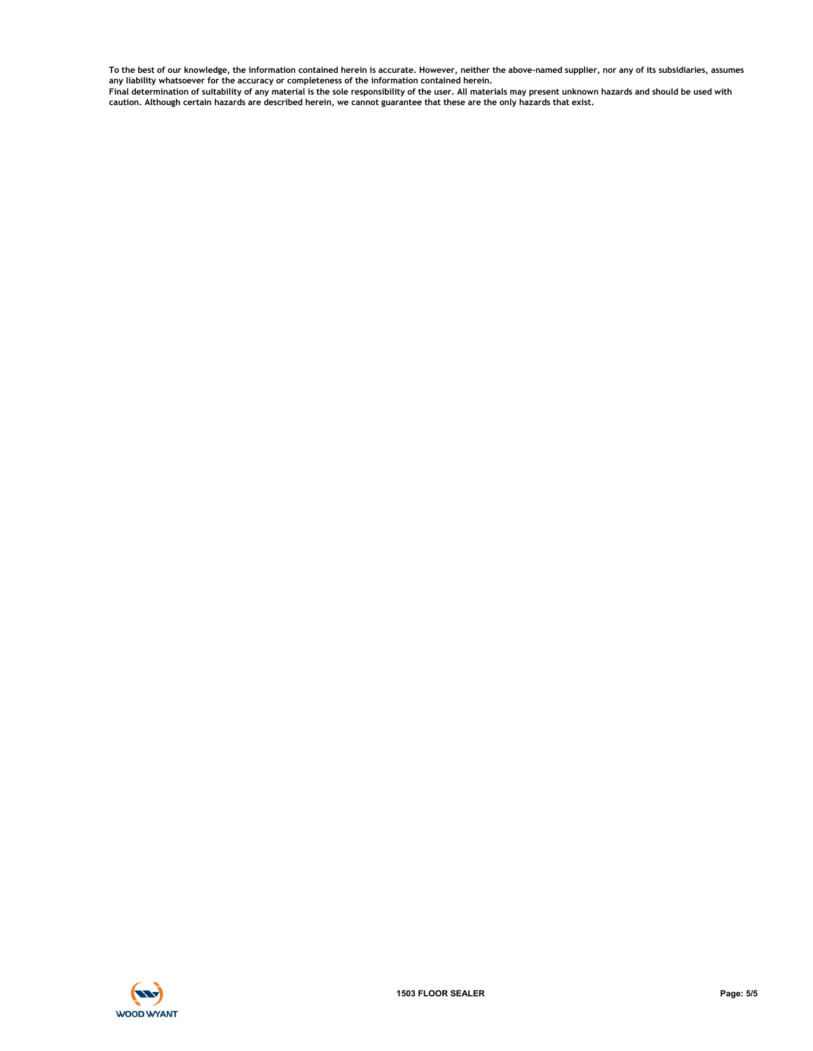**To the best of our knowledge, the information contained herein is accurate. However, neither the above-named supplier, nor any of its subsidiaries, assumes any liability whatsoever for the accuracy or completeness of the information contained herein.**

**Final determination of suitability of any material is the sole responsibility of the user. All materials may present unknown hazards and should be used with caution. Although certain hazards are described herein, we cannot guarantee that these are the only hazards that exist.**